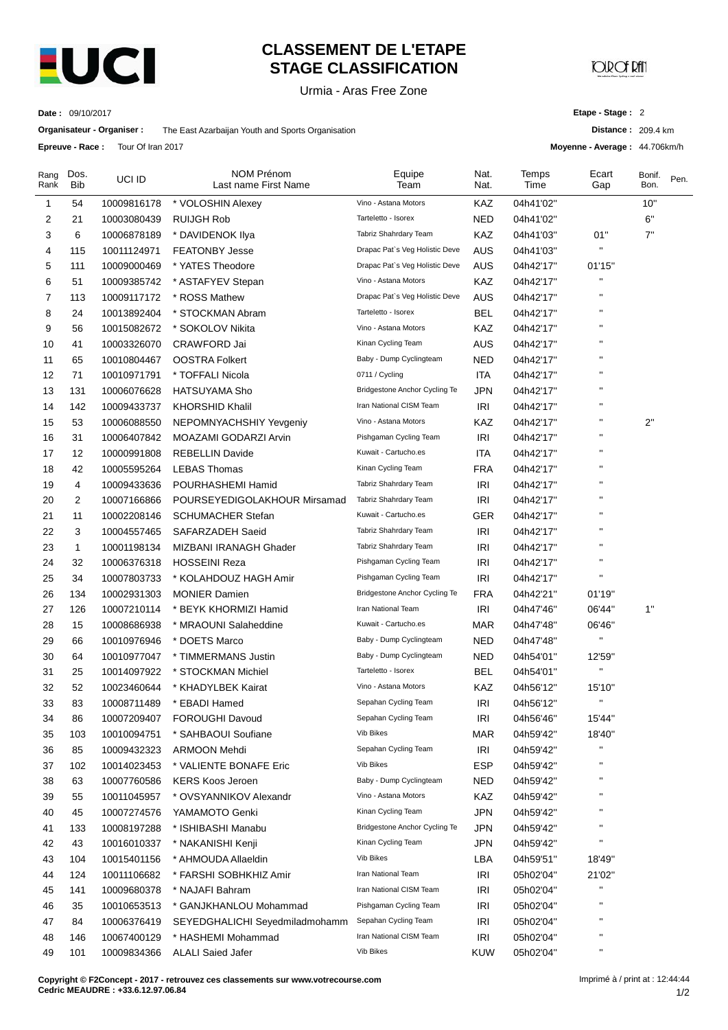# CLASSEMENT DE L'ETAPE
# STAGE CLASSIFICATION

Urmia - Aras Free Zone

**Date :** 09/10/2017

**Organisateur - Organiser :** The East Azarbaijan Youth and Sports Organisation

**Epreuve - Race :** Tour Of Iran 2017

**Etape - Stage :** 2

**Distance :** 209.4 km

**Moyenne - Average :** 44.706km/h

| Rang Rank | Dos. Bib | UCI ID | NOM Prénom Last name First Name | Equipe Team | Nat. Nat. | Temps Time | Ecart Gap | Bonif. Bon. | Pen. |
|---|---|---|---|---|---|---|---|---|---|
| 1 | 54 | 10009816178 | * VOLOSHIN Alexey | Vino - Astana Motors | KAZ | 04h41'02'' | | 10'' | |
| 2 | 21 | 10003080439 | RUIJGH Rob | Tarteletto - Isorex | NED | 04h41'02'' | | 6'' | |
| 3 | 6 | 10006878189 | * DAVIDENOK Ilya | Tabriz Shahrdary Team | KAZ | 04h41'03'' | 01'' | 7'' | |
| 4 | 115 | 10011124971 | FEATONBY Jesse | Drapac Pat`s Veg Holistic Deve | AUS | 04h41'03'' | '' | | |
| 5 | 111 | 10009000469 | * YATES Theodore | Drapac Pat`s Veg Holistic Deve | AUS | 04h42'17'' | 01'15'' | | |
| 6 | 51 | 10009385742 | * ASTAFYEV Stepan | Vino - Astana Motors | KAZ | 04h42'17'' | '' | | |
| 7 | 113 | 10009117172 | * ROSS Mathew | Drapac Pat`s Veg Holistic Deve | AUS | 04h42'17'' | '' | | |
| 8 | 24 | 10013892404 | * STOCKMAN Abram | Tarteletto - Isorex | BEL | 04h42'17'' | '' | | |
| 9 | 56 | 10015082672 | * SOKOLOV Nikita | Vino - Astana Motors | KAZ | 04h42'17'' | '' | | |
| 10 | 41 | 10003326070 | CRAWFORD Jai | Kinan Cycling Team | AUS | 04h42'17'' | '' | | |
| 11 | 65 | 10010804467 | OOSTRA Folkert | Baby - Dump Cyclingteam | NED | 04h42'17'' | '' | | |
| 12 | 71 | 10010971791 | * TOFFALI Nicola | 0711 / Cycling | ITA | 04h42'17'' | '' | | |
| 13 | 131 | 10006076628 | HATSUYAMA Sho | Bridgestone Anchor Cycling Te | JPN | 04h42'17'' | '' | | |
| 14 | 142 | 10009433737 | KHORSHID Khalil | Iran National CISM Team | IRI | 04h42'17'' | '' | | |
| 15 | 53 | 10006088550 | NEPOMNYACHSHIY Yevgeniy | Vino - Astana Motors | KAZ | 04h42'17'' | '' | 2'' | |
| 16 | 31 | 10006407842 | MOAZAMI GODARZI Arvin | Pishgaman Cycling Team | IRI | 04h42'17'' | '' | | |
| 17 | 12 | 10000991808 | REBELLIN Davide | Kuwait - Cartucho.es | ITA | 04h42'17'' | '' | | |
| 18 | 42 | 10005595264 | LEBAS Thomas | Kinan Cycling Team | FRA | 04h42'17'' | '' | | |
| 19 | 4 | 10009433636 | POURHASHEMI Hamid | Tabriz Shahrdary Team | IRI | 04h42'17'' | '' | | |
| 20 | 2 | 10007166866 | POURSEYEDIGOLAKHOUR Mirsamad | Tabriz Shahrdary Team | IRI | 04h42'17'' | '' | | |
| 21 | 11 | 10002208146 | SCHUMACHER Stefan | Kuwait - Cartucho.es | GER | 04h42'17'' | '' | | |
| 22 | 3 | 10004557465 | SAFARZADEH Saeid | Tabriz Shahrdary Team | IRI | 04h42'17'' | '' | | |
| 23 | 1 | 10001198134 | MIZBANI IRANAGH Ghader | Tabriz Shahrdary Team | IRI | 04h42'17'' | '' | | |
| 24 | 32 | 10006376318 | HOSSEINI Reza | Pishgaman Cycling Team | IRI | 04h42'17'' | '' | | |
| 25 | 34 | 10007803733 | * KOLAHDOUZ HAGH Amir | Pishgaman Cycling Team | IRI | 04h42'17'' | '' | | |
| 26 | 134 | 10002931303 | MONIER Damien | Bridgestone Anchor Cycling Te | FRA | 04h42'21'' | 01'19'' | | |
| 27 | 126 | 10007210114 | * BEYK KHORMIZI Hamid | Iran National Team | IRI | 04h47'46'' | 06'44'' | 1'' | |
| 28 | 15 | 10008686938 | * MRAOUNI Salaheddine | Kuwait - Cartucho.es | MAR | 04h47'48'' | 06'46'' | | |
| 29 | 66 | 10010976946 | * DOETS Marco | Baby - Dump Cyclingteam | NED | 04h47'48'' | '' | | |
| 30 | 64 | 10010977047 | * TIMMERMANS Justin | Baby - Dump Cyclingteam | NED | 04h54'01'' | 12'59'' | | |
| 31 | 25 | 10014097922 | * STOCKMAN Michiel | Tarteletto - Isorex | BEL | 04h54'01'' | '' | | |
| 32 | 52 | 10023460644 | * KHADYLBEK Kairat | Vino - Astana Motors | KAZ | 04h56'12'' | 15'10'' | | |
| 33 | 83 | 10008711489 | * EBADI Hamed | Sepahan Cycling Team | IRI | 04h56'12'' | '' | | |
| 34 | 86 | 10007209407 | FOROUGHI Davoud | Sepahan Cycling Team | IRI | 04h56'46'' | 15'44'' | | |
| 35 | 103 | 10010094751 | * SAHBAOUI Soufiane | Vib Bikes | MAR | 04h59'42'' | 18'40'' | | |
| 36 | 85 | 10009432323 | ARMOON Mehdi | Sepahan Cycling Team | IRI | 04h59'42'' | '' | | |
| 37 | 102 | 10014023453 | * VALIENTE BONAFE Eric | Vib Bikes | ESP | 04h59'42'' | '' | | |
| 38 | 63 | 10007760586 | KERS Koos Jeroen | Baby - Dump Cyclingteam | NED | 04h59'42'' | '' | | |
| 39 | 55 | 10011045957 | * OVSYANNIKOV Alexandr | Vino - Astana Motors | KAZ | 04h59'42'' | '' | | |
| 40 | 45 | 10007274576 | YAMAMOTO Genki | Kinan Cycling Team | JPN | 04h59'42'' | '' | | |
| 41 | 133 | 10008197288 | * ISHIBASHI Manabu | Bridgestone Anchor Cycling Te | JPN | 04h59'42'' | '' | | |
| 42 | 43 | 10016010337 | * NAKANISHI Kenji | Kinan Cycling Team | JPN | 04h59'42'' | '' | | |
| 43 | 104 | 10015401156 | * AHMOUDA Allaeldin | Vib Bikes | LBA | 04h59'51'' | 18'49'' | | |
| 44 | 124 | 10011106682 | * FARSHI SOBHKHIZ Amir | Iran National Team | IRI | 05h02'04'' | 21'02'' | | |
| 45 | 141 | 10009680378 | * NAJAFI Bahram | Iran National CISM Team | IRI | 05h02'04'' | '' | | |
| 46 | 35 | 10010653513 | * GANJKHANLOU Mohammad | Pishgaman Cycling Team | IRI | 05h02'04'' | '' | | |
| 47 | 84 | 10006376419 | SEYEDGHALICHI Seyedmiladmohamm | Sepahan Cycling Team | IRI | 05h02'04'' | '' | | |
| 48 | 146 | 10067400129 | * HASHEMI Mohammad | Iran National CISM Team | IRI | 05h02'04'' | '' | | |
| 49 | 101 | 10009834366 | ALALI Saied Jafer | Vib Bikes | KUW | 05h02'04'' | '' | | |

**Copyright © F2Concept - 2017 - retrouvez ces classements sur www.votrecourse.com**
**Cedric MEAUDRE : +33.6.12.97.06.84**

Imprimé à / print at : 12:44:44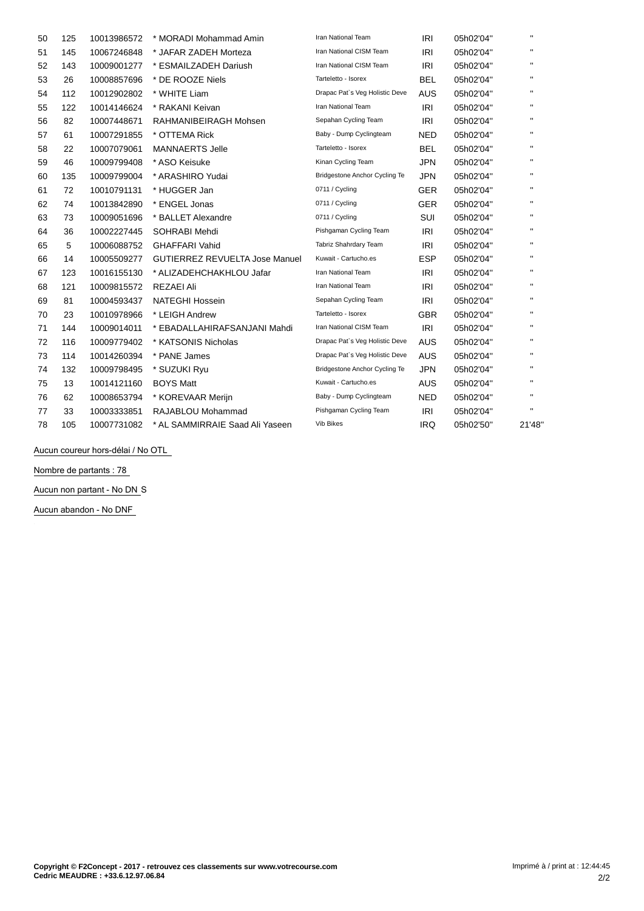| | | | | | | | |
|---|---|---|---|---|---|---|---|
| 50 | 125 | 10013986572 | * MORADI Mohammad Amin | Iran National Team | IRI | 05h02'04'' | " |
| 51 | 145 | 10067246848 | * JAFAR ZADEH Morteza | Iran National CISM Team | IRI | 05h02'04'' | " |
| 52 | 143 | 10009001277 | * ESMAILZADEH Dariush | Iran National CISM Team | IRI | 05h02'04'' | " |
| 53 | 26 | 10008857696 | * DE ROOZE Niels | Tarteletto - Isorex | BEL | 05h02'04'' | " |
| 54 | 112 | 10012902802 | * WHITE Liam | Drapac Pat`s Veg Holistic Deve | AUS | 05h02'04'' | " |
| 55 | 122 | 10014146624 | * RAKANI Keivan | Iran National Team | IRI | 05h02'04'' | " |
| 56 | 82 | 10007448671 | RAHMANIBEIRAGH Mohsen | Sepahan Cycling Team | IRI | 05h02'04'' | " |
| 57 | 61 | 10007291855 | * OTTEMA Rick | Baby - Dump Cyclingteam | NED | 05h02'04'' | " |
| 58 | 22 | 10007079061 | MANNAERTS Jelle | Tarteletto - Isorex | BEL | 05h02'04'' | " |
| 59 | 46 | 10009799408 | * ASO Keisuke | Kinan Cycling Team | JPN | 05h02'04'' | " |
| 60 | 135 | 10009799004 | * ARASHIRO Yudai | Bridgestone Anchor Cycling Te | JPN | 05h02'04'' | " |
| 61 | 72 | 10010791131 | * HUGGER Jan | 0711 / Cycling | GER | 05h02'04'' | " |
| 62 | 74 | 10013842890 | * ENGEL Jonas | 0711 / Cycling | GER | 05h02'04'' | " |
| 63 | 73 | 10009051696 | * BALLET Alexandre | 0711 / Cycling | SUI | 05h02'04'' | " |
| 64 | 36 | 10002227445 | SOHRABI Mehdi | Pishgaman Cycling Team | IRI | 05h02'04'' | " |
| 65 | 5 | 10006088752 | GHAFFARI Vahid | Tabriz Shahrdary Team | IRI | 05h02'04'' | " |
| 66 | 14 | 10005509277 | GUTIERREZ REVUELTA Jose Manuel | Kuwait - Cartucho.es | ESP | 05h02'04'' | " |
| 67 | 123 | 10016155130 | * ALIZADEHCHAKHLOU Jafar | Iran National Team | IRI | 05h02'04'' | " |
| 68 | 121 | 10009815572 | REZAEI Ali | Iran National Team | IRI | 05h02'04'' | " |
| 69 | 81 | 10004593437 | NATEGHI Hossein | Sepahan Cycling Team | IRI | 05h02'04'' | " |
| 70 | 23 | 10010978966 | * LEIGH Andrew | Tarteletto - Isorex | GBR | 05h02'04'' | " |
| 71 | 144 | 10009014011 | * EBADALLAHIRAFSANJANI Mahdi | Iran National CISM Team | IRI | 05h02'04'' | " |
| 72 | 116 | 10009779402 | * KATSONIS Nicholas | Drapac Pat`s Veg Holistic Deve | AUS | 05h02'04'' | " |
| 73 | 114 | 10014260394 | * PANE James | Drapac Pat`s Veg Holistic Deve | AUS | 05h02'04'' | " |
| 74 | 132 | 10009798495 | * SUZUKI Ryu | Bridgestone Anchor Cycling Te | JPN | 05h02'04'' | " |
| 75 | 13 | 10014121160 | BOYS Matt | Kuwait - Cartucho.es | AUS | 05h02'04'' | " |
| 76 | 62 | 10008653794 | * KOREVAAR Merijn | Baby - Dump Cyclingteam | NED | 05h02'04'' | " |
| 77 | 33 | 10003333851 | RAJABLOU Mohammad | Pishgaman Cycling Team | IRI | 05h02'04'' | " |
| 78 | 105 | 10007731082 | * AL SAMMIRRAIE Saad Ali Yaseen | Vib Bikes | IRQ | 05h02'50'' | 21'48'' |

Aucun coureur hors-délai / No OTL

Nombre de partants : 78

Aucun non partant - No DNS

Aucun abandon - No DNF

**Copyright © F2Concept - 2017 - retrouvez ces classements sur www.votrecourse.com**
**Cedric MEAUDRE : +33.6.12.97.06.84**

Imprimé à / print at : 12:44:45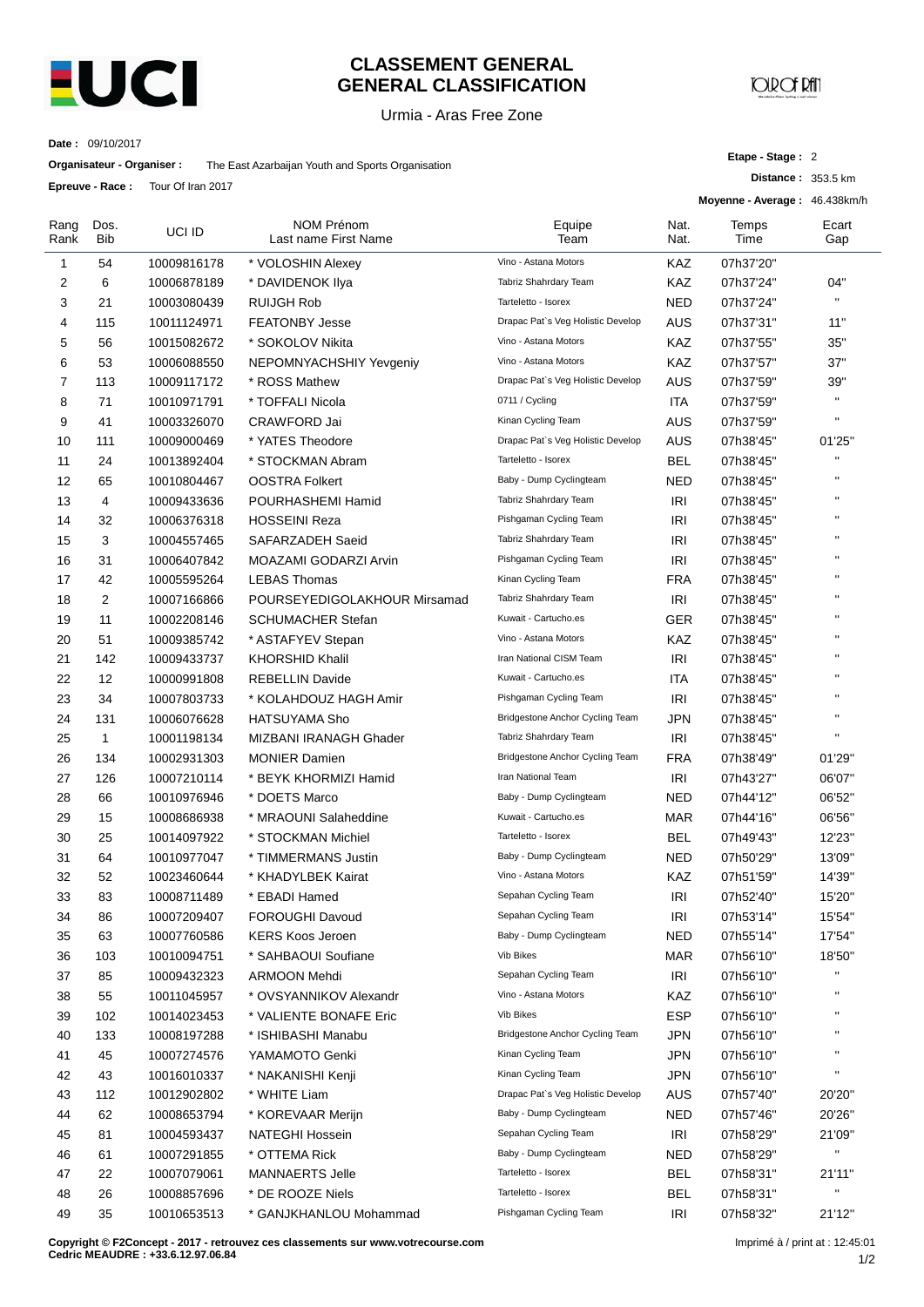# CLASSEMENT GENERAL
# GENERAL CLASSIFICATION

Urmia - Aras Free Zone

**Date :** 09/10/2017

**Organisateur - Organiser :** The East Azarbaijan Youth and Sports Organisation

**Epreuve - Race :** Tour Of Iran 2017

**Etape - Stage :** 2

**Distance :** 353.5 km

**Moyenne - Average :** 46.438km/h

| Rang Rank | Dos. Bib | UCI ID | NOM Prénom Last name First Name | Equipe Team | Nat. Nat. | Temps Time | Ecart Gap |
|---|---|---|---|---|---|---|---|
| 1 | 54 | 10009816178 | * VOLOSHIN Alexey | Vino - Astana Motors | KAZ | 07h37'20'' | |
| 2 | 6 | 10006878189 | * DAVIDENOK Ilya | Tabriz Shahrdary Team | KAZ | 07h37'24'' | 04'' |
| 3 | 21 | 10003080439 | RUIJGH Rob | Tarteletto - Isorex | NED | 07h37'24'' | '' |
| 4 | 115 | 10011124971 | FEATONBY Jesse | Drapac Pat`s Veg Holistic Develop | AUS | 07h37'31'' | 11'' |
| 5 | 56 | 10015082672 | * SOKOLOV Nikita | Vino - Astana Motors | KAZ | 07h37'55'' | 35'' |
| 6 | 53 | 10006088550 | NEPOMNYACHSHIY Yevgeniy | Vino - Astana Motors | KAZ | 07h37'57'' | 37'' |
| 7 | 113 | 10009117172 | * ROSS Mathew | Drapac Pat`s Veg Holistic Develop | AUS | 07h37'59'' | 39'' |
| 8 | 71 | 10010971791 | * TOFFALI Nicola | 0711 / Cycling | ITA | 07h37'59'' | '' |
| 9 | 41 | 10003326070 | CRAWFORD Jai | Kinan Cycling Team | AUS | 07h37'59'' | '' |
| 10 | 111 | 10009000469 | * YATES Theodore | Drapac Pat`s Veg Holistic Develop | AUS | 07h38'45'' | 01'25'' |
| 11 | 24 | 10013892404 | * STOCKMAN Abram | Tarteletto - Isorex | BEL | 07h38'45'' | '' |
| 12 | 65 | 10010804467 | OOSTRA Folkert | Baby - Dump Cyclingteam | NED | 07h38'45'' | '' |
| 13 | 4 | 10009433636 | POURHASHEMI Hamid | Tabriz Shahrdary Team | IRI | 07h38'45'' | '' |
| 14 | 32 | 10006376318 | HOSSEINI Reza | Pishgaman Cycling Team | IRI | 07h38'45'' | '' |
| 15 | 3 | 10004557465 | SAFARZADEH Saeid | Tabriz Shahrdary Team | IRI | 07h38'45'' | '' |
| 16 | 31 | 10006407842 | MOAZAMI GODARZI Arvin | Pishgaman Cycling Team | IRI | 07h38'45'' | '' |
| 17 | 42 | 10005595264 | LEBAS Thomas | Kinan Cycling Team | FRA | 07h38'45'' | '' |
| 18 | 2 | 10007166866 | POURSEYEDIGOLAKHOUR Mirsamad | Tabriz Shahrdary Team | IRI | 07h38'45'' | '' |
| 19 | 11 | 10002208146 | SCHUMACHER Stefan | Kuwait - Cartucho.es | GER | 07h38'45'' | '' |
| 20 | 51 | 10009385742 | * ASTAFYEV Stepan | Vino - Astana Motors | KAZ | 07h38'45'' | '' |
| 21 | 142 | 10009433737 | KHORSHID Khalil | Iran National CISM Team | IRI | 07h38'45'' | '' |
| 22 | 12 | 10000991808 | REBELLIN Davide | Kuwait - Cartucho.es | ITA | 07h38'45'' | '' |
| 23 | 34 | 10007803733 | * KOLAHDOUZ HAGH Amir | Pishgaman Cycling Team | IRI | 07h38'45'' | '' |
| 24 | 131 | 10006076628 | HATSUYAMA Sho | Bridgestone Anchor Cycling Team | JPN | 07h38'45'' | '' |
| 25 | 1 | 10001198134 | MIZBANI IRANAGH Ghader | Tabriz Shahrdary Team | IRI | 07h38'45'' | '' |
| 26 | 134 | 10002931303 | MONIER Damien | Bridgestone Anchor Cycling Team | FRA | 07h38'49'' | 01'29'' |
| 27 | 126 | 10007210114 | * BEYK KHORMIZI Hamid | Iran National Team | IRI | 07h43'27'' | 06'07'' |
| 28 | 66 | 10010976946 | * DOETS Marco | Baby - Dump Cyclingteam | NED | 07h44'12'' | 06'52'' |
| 29 | 15 | 10008686938 | * MRAOUNI Salaheddine | Kuwait - Cartucho.es | MAR | 07h44'16'' | 06'56'' |
| 30 | 25 | 10014097922 | * STOCKMAN Michiel | Tarteletto - Isorex | BEL | 07h49'43'' | 12'23'' |
| 31 | 64 | 10010977047 | * TIMMERMANS Justin | Baby - Dump Cyclingteam | NED | 07h50'29'' | 13'09'' |
| 32 | 52 | 10023460644 | * KHADYLBEK Kairat | Vino - Astana Motors | KAZ | 07h51'59'' | 14'39'' |
| 33 | 83 | 10008711489 | * EBADI Hamed | Sepahan Cycling Team | IRI | 07h52'40'' | 15'20'' |
| 34 | 86 | 10007209407 | FOROUGHI Davoud | Sepahan Cycling Team | IRI | 07h53'14'' | 15'54'' |
| 35 | 63 | 10007760586 | KERS Koos Jeroen | Baby - Dump Cyclingteam | NED | 07h55'14'' | 17'54'' |
| 36 | 103 | 10010094751 | * SAHBAOUI Soufiane | Vib Bikes | MAR | 07h56'10'' | 18'50'' |
| 37 | 85 | 10009432323 | ARMOON Mehdi | Sepahan Cycling Team | IRI | 07h56'10'' | '' |
| 38 | 55 | 10011045957 | * OVSYANNIKOV Alexandr | Vino - Astana Motors | KAZ | 07h56'10'' | '' |
| 39 | 102 | 10014023453 | * VALIENTE BONAFE Eric | Vib Bikes | ESP | 07h56'10'' | '' |
| 40 | 133 | 10008197288 | * ISHIBASHI Manabu | Bridgestone Anchor Cycling Team | JPN | 07h56'10'' | '' |
| 41 | 45 | 10007274576 | YAMAMOTO Genki | Kinan Cycling Team | JPN | 07h56'10'' | '' |
| 42 | 43 | 10016010337 | * NAKANISHI Kenji | Kinan Cycling Team | JPN | 07h56'10'' | '' |
| 43 | 112 | 10012902802 | * WHITE Liam | Drapac Pat`s Veg Holistic Develop | AUS | 07h57'40'' | 20'20'' |
| 44 | 62 | 10008653794 | * KOREVAAR Merijn | Baby - Dump Cyclingteam | NED | 07h57'46'' | 20'26'' |
| 45 | 81 | 10004593437 | NATEGHI Hossein | Sepahan Cycling Team | IRI | 07h58'29'' | 21'09'' |
| 46 | 61 | 10007291855 | * OTTEMA Rick | Baby - Dump Cyclingteam | NED | 07h58'29'' | '' |
| 47 | 22 | 10007079061 | MANNAERTS Jelle | Tarteletto - Isorex | BEL | 07h58'31'' | 21'11'' |
| 48 | 26 | 10008857696 | * DE ROOZE Niels | Tarteletto - Isorex | BEL | 07h58'31'' | '' |
| 49 | 35 | 10010653513 | * GANJKHANLOU Mohammad | Pishgaman Cycling Team | IRI | 07h58'32'' | 21'12'' |

**Copyright © F2Concept - 2017 - retrouvez ces classements sur www.votrecourse.com**
**Cedric MEAUDRE : +33.6.12.97.06.84**

Imprimé à / print at : 12:45:01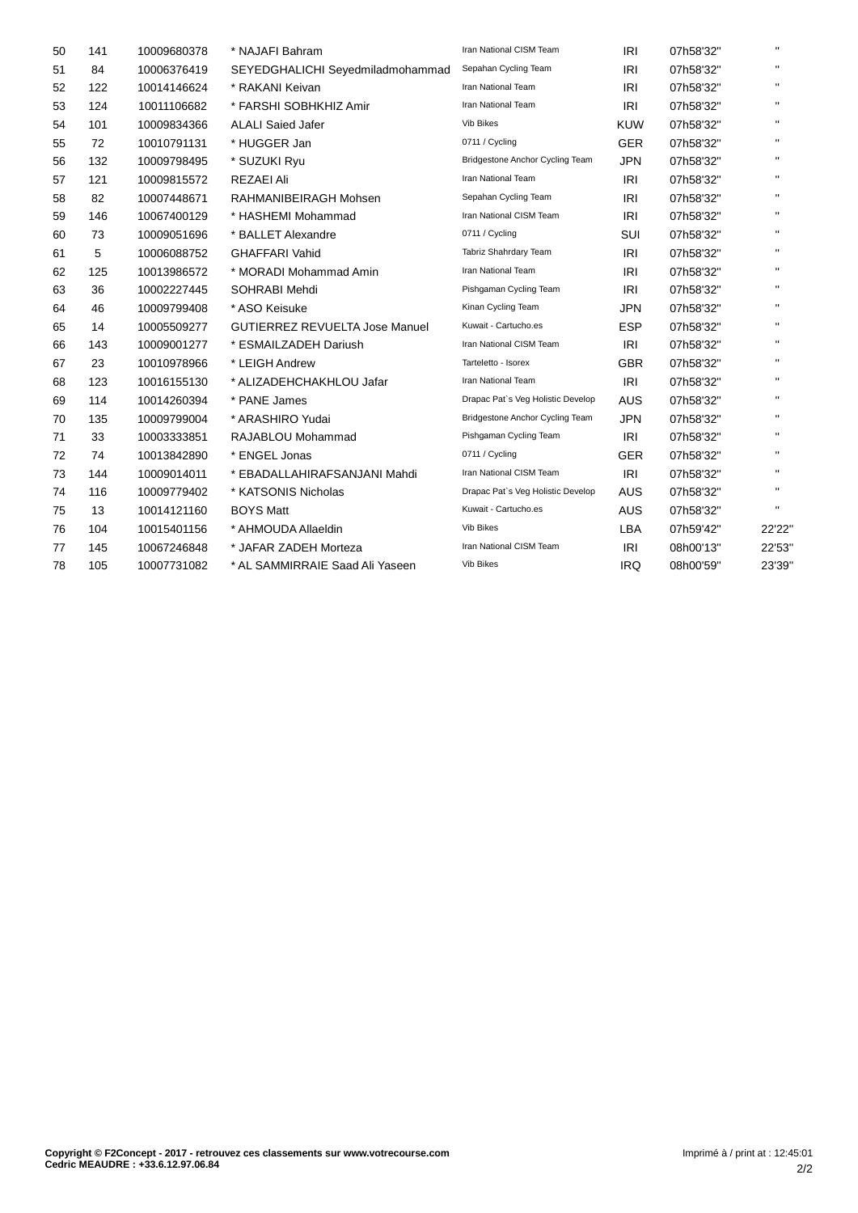| | | | | | | | |
|---|---|---|---|---|---|---|---|
| 50 | 141 | 10009680378 | * NAJAFI Bahram | Iran National CISM Team | IRI | 07h58'32'' | '' |
| 51 | 84 | 10006376419 | SEYEDGHALICHI Seyedmiladmohammad | Sepahan Cycling Team | IRI | 07h58'32'' | '' |
| 52 | 122 | 10014146624 | * RAKANI Keivan | Iran National Team | IRI | 07h58'32'' | '' |
| 53 | 124 | 10011106682 | * FARSHI SOBHKHIZ Amir | Iran National Team | IRI | 07h58'32'' | '' |
| 54 | 101 | 10009834366 | ALALI Saied Jafer | Vib Bikes | KUW | 07h58'32'' | '' |
| 55 | 72 | 10010791131 | * HUGGER Jan | 0711 / Cycling | GER | 07h58'32'' | '' |
| 56 | 132 | 10009798495 | * SUZUKI Ryu | Bridgestone Anchor Cycling Team | JPN | 07h58'32'' | '' |
| 57 | 121 | 10009815572 | REZAEI Ali | Iran National Team | IRI | 07h58'32'' | '' |
| 58 | 82 | 10007448671 | RAHMANIBEIRAGH Mohsen | Sepahan Cycling Team | IRI | 07h58'32'' | '' |
| 59 | 146 | 10067400129 | * HASHEMI Mohammad | Iran National CISM Team | IRI | 07h58'32'' | '' |
| 60 | 73 | 10009051696 | * BALLET Alexandre | 0711 / Cycling | SUI | 07h58'32'' | '' |
| 61 | 5 | 10006088752 | GHAFFARI Vahid | Tabriz Shahrdary Team | IRI | 07h58'32'' | '' |
| 62 | 125 | 10013986572 | * MORADI Mohammad Amin | Iran National Team | IRI | 07h58'32'' | '' |
| 63 | 36 | 10002227445 | SOHRABI Mehdi | Pishgaman Cycling Team | IRI | 07h58'32'' | '' |
| 64 | 46 | 10009799408 | * ASO Keisuke | Kinan Cycling Team | JPN | 07h58'32'' | '' |
| 65 | 14 | 10005509277 | GUTIERREZ REVUELTA Jose Manuel | Kuwait - Cartucho.es | ESP | 07h58'32'' | '' |
| 66 | 143 | 10009001277 | * ESMAILZADEH Dariush | Iran National CISM Team | IRI | 07h58'32'' | '' |
| 67 | 23 | 10010978966 | * LEIGH Andrew | Tarteletto - Isorex | GBR | 07h58'32'' | '' |
| 68 | 123 | 10016155130 | * ALIZADEHCHAKHLOU Jafar | Iran National Team | IRI | 07h58'32'' | '' |
| 69 | 114 | 10014260394 | * PANE James | Drapac Pat`s Veg Holistic Develop | AUS | 07h58'32'' | '' |
| 70 | 135 | 10009799004 | * ARASHIRO Yudai | Bridgestone Anchor Cycling Team | JPN | 07h58'32'' | '' |
| 71 | 33 | 10003333851 | RAJABLOU Mohammad | Pishgaman Cycling Team | IRI | 07h58'32'' | '' |
| 72 | 74 | 10013842890 | * ENGEL Jonas | 0711 / Cycling | GER | 07h58'32'' | '' |
| 73 | 144 | 10009014011 | * EBADALLAHIRAFSANJANI Mahdi | Iran National CISM Team | IRI | 07h58'32'' | '' |
| 74 | 116 | 10009779402 | * KATSONIS Nicholas | Drapac Pat`s Veg Holistic Develop | AUS | 07h58'32'' | '' |
| 75 | 13 | 10014121160 | BOYS Matt | Kuwait - Cartucho.es | AUS | 07h58'32'' | '' |
| 76 | 104 | 10015401156 | * AHMOUDA Allaeldin | Vib Bikes | LBA | 07h59'42'' | 22'22'' |
| 77 | 145 | 10067246848 | * JAFAR ZADEH Morteza | Iran National CISM Team | IRI | 08h00'13'' | 22'53'' |
| 78 | 105 | 10007731082 | * AL SAMMIRRAIE Saad Ali Yaseen | Vib Bikes | IRQ | 08h00'59'' | 23'39'' |

**Copyright © F2Concept - 2017 - retrouvez ces classements sur www.votrecourse.com**
**Cedric MEAUDRE : +33.6.12.97.06.84**

Imprimé à / print at : 12:45:01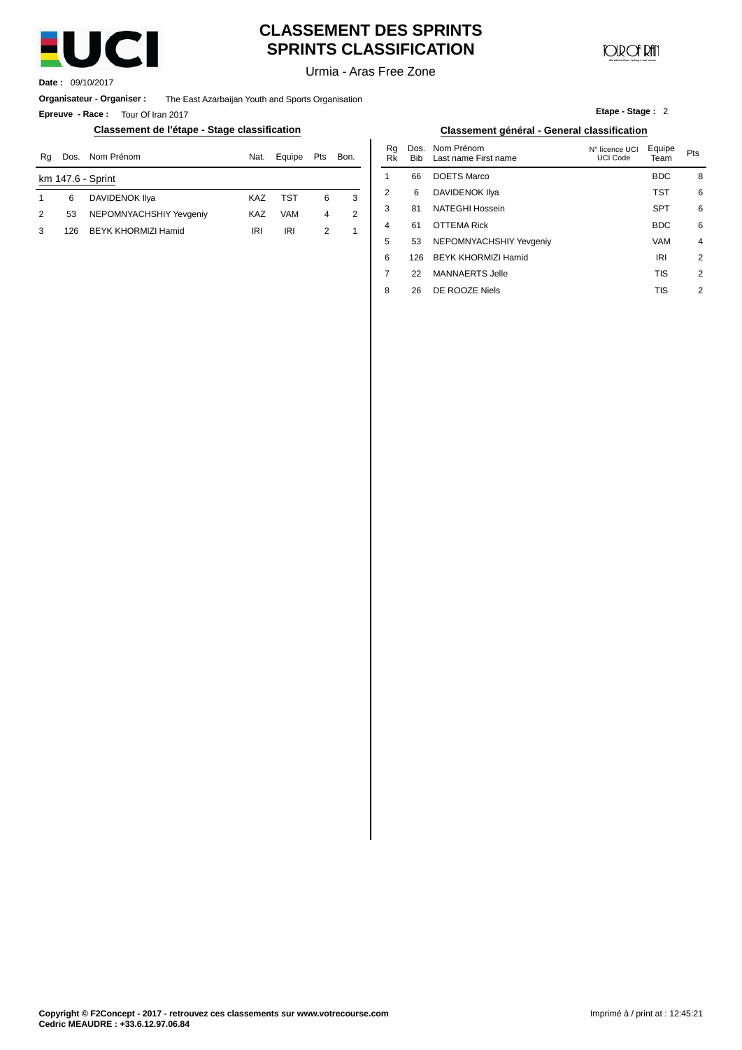# CLASSEMENT DES SPRINTS
# SPRINTS CLASSIFICATION

Urmia - Aras Free Zone

**Date :** 09/10/2017

**Organisateur - Organiser :** The East Azarbaijan Youth and Sports Organisation

**Epreuve - Race :** Tour Of Iran 2017

**Etape - Stage :** 2

## Classement de l'étape - Stage classification

| Rg | Dos. | Nom Prénom | Nat. | Equipe | Pts | Bon. |
|---|---|---|---|---|---|---|
| km 147.6 - Sprint | | | | | | |
| 1 | 6 | DAVIDENOK Ilya | KAZ | TST | 6 | 3 |
| 2 | 53 | NEPOMNYACHSHIY Yevgeniy | KAZ | VAM | 4 | 2 |
| 3 | 126 | BEYK KHORMIZI Hamid | IRI | IRI | 2 | 1 |

## Classement général - General classification

| Rg Rk | Dos. Bib | Nom Prénom Last name First name | N° licence UCI UCI Code | Equipe Team | Pts |
|---|---|---|---|---|---|
| 1 | 66 | DOETS Marco | | BDC | 8 |
| 2 | 6 | DAVIDENOK Ilya | | TST | 6 |
| 3 | 81 | NATEGHI Hossein | | SPT | 6 |
| 4 | 61 | OTTEMA Rick | | BDC | 6 |
| 5 | 53 | NEPOMNYACHSHIY Yevgeniy | | VAM | 4 |
| 6 | 126 | BEYK KHORMIZI Hamid | | IRI | 2 |
| 7 | 22 | MANNAERTS Jelle | | TIS | 2 |
| 8 | 26 | DE ROOZE Niels | | TIS | 2 |

**Copyright © F2Concept - 2017 - retrouvez ces classements sur www.votrecourse.com**
**Cedric MEAUDRE : +33.6.12.97.06.84**

Imprimé à / print at : 12:45:21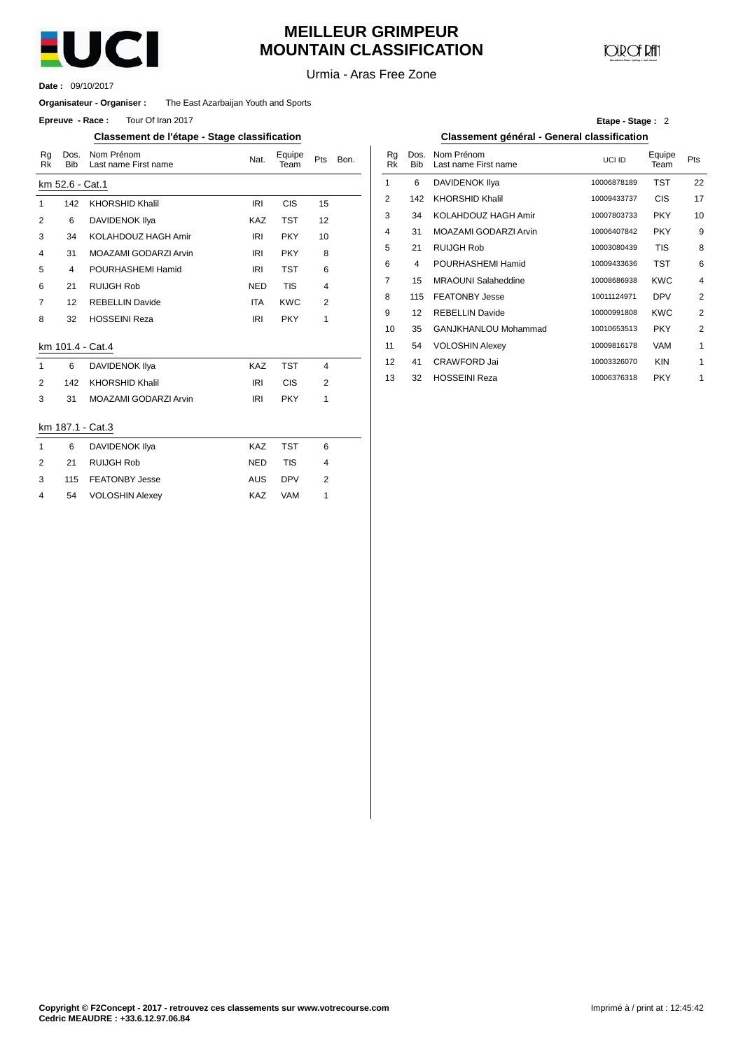# MEILLEUR GRIMPEUR
# MOUNTAIN CLASSIFICATION

Urmia - Aras Free Zone

**Date :** 09/10/2017

**Organisateur - Organiser :** The East Azarbaijan Youth and Sports

**Epreuve - Race :** Tour Of Iran 2017

**Etape - Stage :** 2

## Classement de l'étape - Stage classification

| Rg Rk | Dos. Bib | Nom Prénom Last name First name | Nat. | Equipe Team | Pts | Bon. |
|---|---|---|---|---|---|---|
| **km 52.6 - Cat.1** | | | | | | |
| 1 | 142 | KHORSHID Khalil | IRI | CIS | 15 | |
| 2 | 6 | DAVIDENOK Ilya | KAZ | TST | 12 | |
| 3 | 34 | KOLAHDOUZ HAGH Amir | IRI | PKY | 10 | |
| 4 | 31 | MOAZAMI GODARZI Arvin | IRI | PKY | 8 | |
| 5 | 4 | POURHASHEMI Hamid | IRI | TST | 6 | |
| 6 | 21 | RUIJGH Rob | NED | TIS | 4 | |
| 7 | 12 | REBELLIN Davide | ITA | KWC | 2 | |
| 8 | 32 | HOSSEINI Reza | IRI | PKY | 1 | |
| **km 101.4 - Cat.4** | | | | | | |
| 1 | 6 | DAVIDENOK Ilya | KAZ | TST | 4 | |
| 2 | 142 | KHORSHID Khalil | IRI | CIS | 2 | |
| 3 | 31 | MOAZAMI GODARZI Arvin | IRI | PKY | 1 | |
| **km 187.1 - Cat.3** | | | | | | |
| 1 | 6 | DAVIDENOK Ilya | KAZ | TST | 6 | |
| 2 | 21 | RUIJGH Rob | NED | TIS | 4 | |
| 3 | 115 | FEATONBY Jesse | AUS | DPV | 2 | |
| 4 | 54 | VOLOSHIN Alexey | KAZ | VAM | 1 | |

## Classement général - General classification

| Rg Rk | Dos. Bib | Nom Prénom Last name First name | UCI ID | Equipe Team | Pts |
|---|---|---|---|---|---|
| 1 | 6 | DAVIDENOK Ilya | 10006878189 | TST | 22 |
| 2 | 142 | KHORSHID Khalil | 10009433737 | CIS | 17 |
| 3 | 34 | KOLAHDOUZ HAGH Amir | 10007803733 | PKY | 10 |
| 4 | 31 | MOAZAMI GODARZI Arvin | 10006407842 | PKY | 9 |
| 5 | 21 | RUIJGH Rob | 10003080439 | TIS | 8 |
| 6 | 4 | POURHASHEMI Hamid | 10009433636 | TST | 6 |
| 7 | 15 | MRAOUNI Salaheddine | 10008686938 | KWC | 4 |
| 8 | 115 | FEATONBY Jesse | 10011124971 | DPV | 2 |
| 9 | 12 | REBELLIN Davide | 10000991808 | KWC | 2 |
| 10 | 35 | GANJKHANLOU Mohammad | 10010653513 | PKY | 2 |
| 11 | 54 | VOLOSHIN Alexey | 10009816178 | VAM | 1 |
| 12 | 41 | CRAWFORD Jai | 10003326070 | KIN | 1 |
| 13 | 32 | HOSSEINI Reza | 10006376318 | PKY | 1 |

**Copyright © F2Concept - 2017 - retrouvez ces classements sur www.votrecourse.com**
**Cedric MEAUDRE : +33.6.12.97.06.84**

Imprimé à / print at : 12:45:42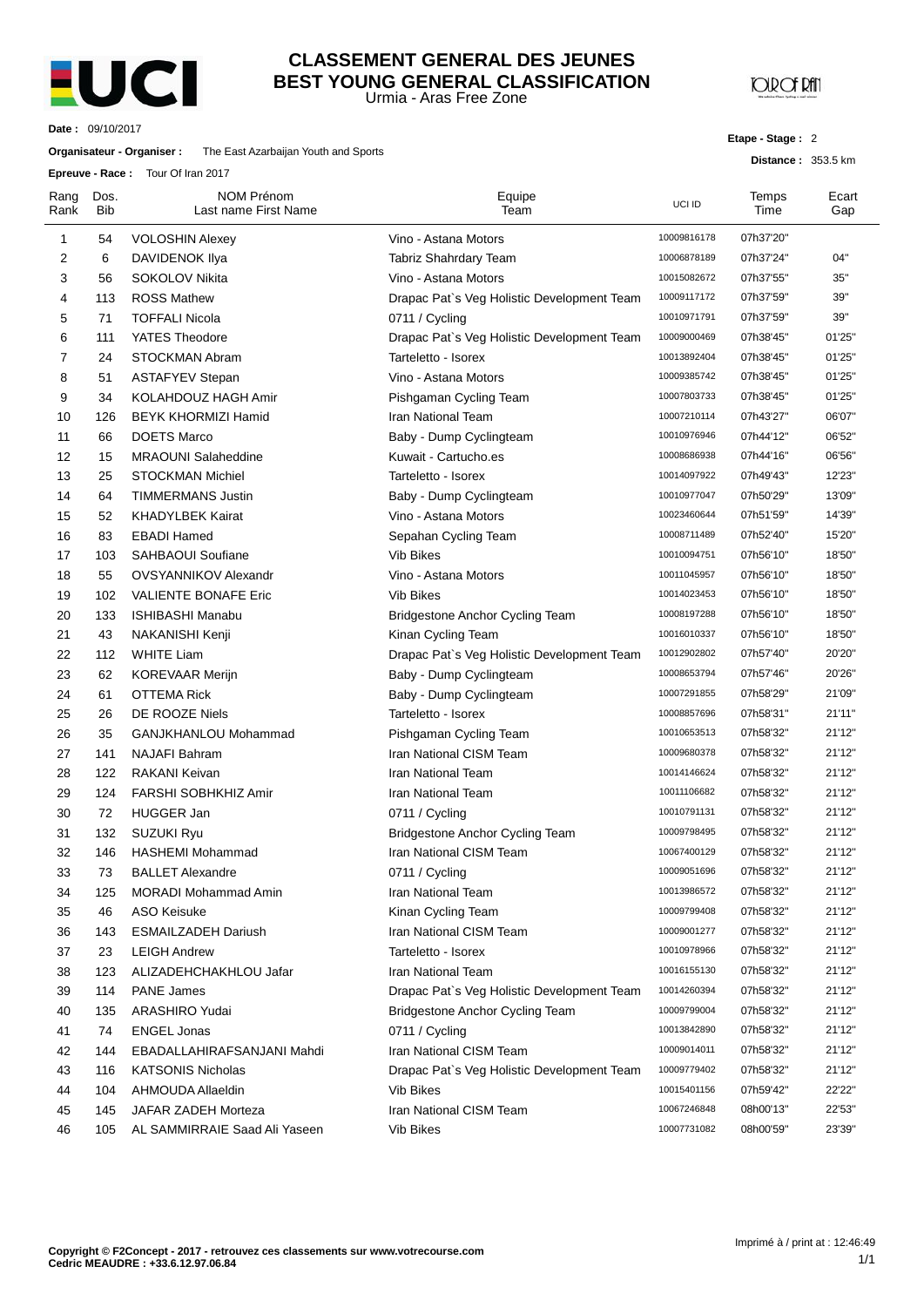# CLASSEMENT GENERAL DES JEUNES
## BEST YOUNG GENERAL CLASSIFICATION
Urmia - Aras Free Zone

**Date :** 09/10/2017

**Organisateur - Organiser :** The East Azarbaijan Youth and Sports

**Epreuve - Race :** Tour Of Iran 2017

**Etape - Stage :** 2

**Distance :** 353.5 km

| Rang Rank | Dos. Bib | NOM Prénom Last name First Name | Equipe Team | UCI ID | Temps Time | Ecart Gap |
|---|---|---|---|---|---|---|
| 1 | 54 | VOLOSHIN Alexey | Vino - Astana Motors | 10009816178 | 07h37'20'' | |
| 2 | 6 | DAVIDENOK Ilya | Tabriz Shahrdary Team | 10006878189 | 07h37'24'' | 04'' |
| 3 | 56 | SOKOLOV Nikita | Vino - Astana Motors | 10015082672 | 07h37'55'' | 35'' |
| 4 | 113 | ROSS Mathew | Drapac Pat`s Veg Holistic Development Team | 10009117172 | 07h37'59'' | 39'' |
| 5 | 71 | TOFFALI Nicola | 0711 / Cycling | 10010971791 | 07h37'59'' | 39'' |
| 6 | 111 | YATES Theodore | Drapac Pat`s Veg Holistic Development Team | 10009000469 | 07h38'45'' | 01'25'' |
| 7 | 24 | STOCKMAN Abram | Tarteletto - Isorex | 10013892404 | 07h38'45'' | 01'25'' |
| 8 | 51 | ASTAFYEV Stepan | Vino - Astana Motors | 10009385742 | 07h38'45'' | 01'25'' |
| 9 | 34 | KOLAHDOUZ HAGH Amir | Pishgaman Cycling Team | 10007803733 | 07h38'45'' | 01'25'' |
| 10 | 126 | BEYK KHORMIZI Hamid | Iran National Team | 10007210114 | 07h43'27'' | 06'07'' |
| 11 | 66 | DOETS Marco | Baby - Dump Cyclingteam | 10010976946 | 07h44'12'' | 06'52'' |
| 12 | 15 | MRAOUNI Salaheddine | Kuwait - Cartucho.es | 10008686938 | 07h44'16'' | 06'56'' |
| 13 | 25 | STOCKMAN Michiel | Tarteletto - Isorex | 10014097922 | 07h49'43'' | 12'23'' |
| 14 | 64 | TIMMERMANS Justin | Baby - Dump Cyclingteam | 10010977047 | 07h50'29'' | 13'09'' |
| 15 | 52 | KHADYLBEK Kairat | Vino - Astana Motors | 10023460644 | 07h51'59'' | 14'39'' |
| 16 | 83 | EBADI Hamed | Sepahan Cycling Team | 10008711489 | 07h52'40'' | 15'20'' |
| 17 | 103 | SAHBAOUI Soufiane | Vib Bikes | 10010094751 | 07h56'10'' | 18'50'' |
| 18 | 55 | OVSYANNIKOV Alexandr | Vino - Astana Motors | 10011045957 | 07h56'10'' | 18'50'' |
| 19 | 102 | VALIENTE BONAFE Eric | Vib Bikes | 10014023453 | 07h56'10'' | 18'50'' |
| 20 | 133 | ISHIBASHI Manabu | Bridgestone Anchor Cycling Team | 10008197288 | 07h56'10'' | 18'50'' |
| 21 | 43 | NAKANISHI Kenji | Kinan Cycling Team | 10016010337 | 07h56'10'' | 18'50'' |
| 22 | 112 | WHITE Liam | Drapac Pat`s Veg Holistic Development Team | 10012902802 | 07h57'40'' | 20'20'' |
| 23 | 62 | KOREVAAR Merijn | Baby - Dump Cyclingteam | 10008653794 | 07h57'46'' | 20'26'' |
| 24 | 61 | OTTEMA Rick | Baby - Dump Cyclingteam | 10007291855 | 07h58'29'' | 21'09'' |
| 25 | 26 | DE ROOZE Niels | Tarteletto - Isorex | 10008857696 | 07h58'31'' | 21'11'' |
| 26 | 35 | GANJKHANLOU Mohammad | Pishgaman Cycling Team | 10010653513 | 07h58'32'' | 21'12'' |
| 27 | 141 | NAJAFI Bahram | Iran National CISM Team | 10009680378 | 07h58'32'' | 21'12'' |
| 28 | 122 | RAKANI Keivan | Iran National Team | 10014146624 | 07h58'32'' | 21'12'' |
| 29 | 124 | FARSHI SOBHKHIZ Amir | Iran National Team | 10011106682 | 07h58'32'' | 21'12'' |
| 30 | 72 | HUGGER Jan | 0711 / Cycling | 10010791131 | 07h58'32'' | 21'12'' |
| 31 | 132 | SUZUKI Ryu | Bridgestone Anchor Cycling Team | 10009798495 | 07h58'32'' | 21'12'' |
| 32 | 146 | HASHEMI Mohammad | Iran National CISM Team | 10067400129 | 07h58'32'' | 21'12'' |
| 33 | 73 | BALLET Alexandre | 0711 / Cycling | 10009051696 | 07h58'32'' | 21'12'' |
| 34 | 125 | MORADI Mohammad Amin | Iran National Team | 10013986572 | 07h58'32'' | 21'12'' |
| 35 | 46 | ASO Keisuke | Kinan Cycling Team | 10009799408 | 07h58'32'' | 21'12'' |
| 36 | 143 | ESMAILZADEH Dariush | Iran National CISM Team | 10009001277 | 07h58'32'' | 21'12'' |
| 37 | 23 | LEIGH Andrew | Tarteletto - Isorex | 10010978966 | 07h58'32'' | 21'12'' |
| 38 | 123 | ALIZADEHCHAKHLOU Jafar | Iran National Team | 10016155130 | 07h58'32'' | 21'12'' |
| 39 | 114 | PANE James | Drapac Pat`s Veg Holistic Development Team | 10014260394 | 07h58'32'' | 21'12'' |
| 40 | 135 | ARASHIRO Yudai | Bridgestone Anchor Cycling Team | 10009799004 | 07h58'32'' | 21'12'' |
| 41 | 74 | ENGEL Jonas | 0711 / Cycling | 10013842890 | 07h58'32'' | 21'12'' |
| 42 | 144 | EBADALLAHIRAFSANJANI Mahdi | Iran National CISM Team | 10009014011 | 07h58'32'' | 21'12'' |
| 43 | 116 | KATSONIS Nicholas | Drapac Pat`s Veg Holistic Development Team | 10009779402 | 07h58'32'' | 21'12'' |
| 44 | 104 | AHMOUDA Allaeldin | Vib Bikes | 10015401156 | 07h59'42'' | 22'22'' |
| 45 | 145 | JAFAR ZADEH Morteza | Iran National CISM Team | 10067246848 | 08h00'13'' | 22'53'' |
| 46 | 105 | AL SAMMIRRAIE Saad Ali Yaseen | Vib Bikes | 10007731082 | 08h00'59'' | 23'39'' |

**Copyright © F2Concept - 2017 - retrouvez ces classements sur www.votrecourse.com**
**Cedric MEAUDRE : +33.6.12.97.06.84**

Imprimé à / print at : 12:46:49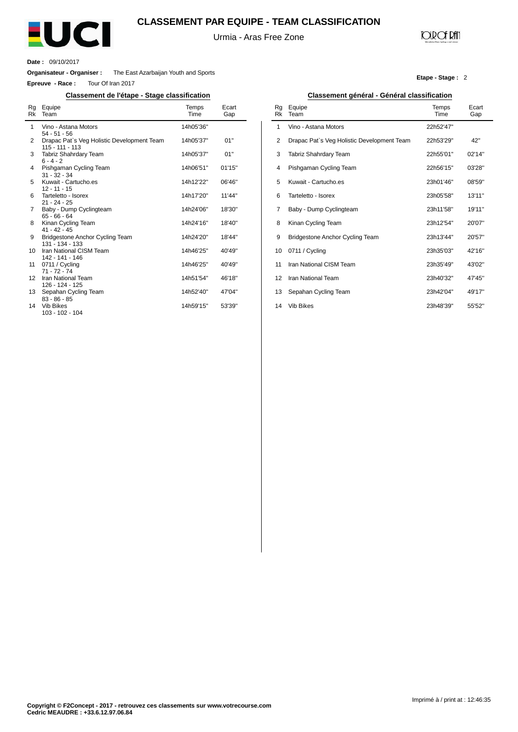# CLASSEMENT PAR EQUIPE - TEAM CLASSIFICATION

Urmia - Aras Free Zone

**Date :** 09/10/2017

**Organisateur - Organiser :** The East Azarbaijan Youth and Sports

**Epreuve - Race :** Tour Of Iran 2017

**Etape - Stage :** 2

## Classement de l'étape - Stage classification

| Rg Rk | Equipe Team | Temps Time | Ecart Gap |
|---|---|---|---|
| 1 | Vino - Astana Motors<br>54 - 51 - 56 | 14h05'36'' | |
| 2 | Drapac Pat`s Veg Holistic Development Team<br>115 - 111 - 113 | 14h05'37'' | 01'' |
| 3 | Tabriz Shahrdary Team<br>6 - 4 - 2 | 14h05'37'' | 01'' |
| 4 | Pishgaman Cycling Team<br>31 - 32 - 34 | 14h06'51'' | 01'15'' |
| 5 | Kuwait - Cartucho.es<br>12 - 11 - 15 | 14h12'22'' | 06'46'' |
| 6 | Tarteletto - Isorex<br>21 - 24 - 25 | 14h17'20'' | 11'44'' |
| 7 | Baby - Dump Cyclingteam<br>65 - 66 - 64 | 14h24'06'' | 18'30'' |
| 8 | Kinan Cycling Team<br>41 - 42 - 45 | 14h24'16'' | 18'40'' |
| 9 | Bridgestone Anchor Cycling Team<br>131 - 134 - 133 | 14h24'20'' | 18'44'' |
| 10 | Iran National CISM Team<br>142 - 141 - 146 | 14h46'25'' | 40'49'' |
| 11 | 0711 / Cycling<br>71 - 72 - 74 | 14h46'25'' | 40'49'' |
| 12 | Iran National Team<br>126 - 124 - 125 | 14h51'54'' | 46'18'' |
| 13 | Sepahan Cycling Team<br>83 - 86 - 85 | 14h52'40'' | 47'04'' |
| 14 | Vib Bikes<br>103 - 102 - 104 | 14h59'15'' | 53'39'' |

## Classement général - Général classification

| Rg Rk | Equipe Team | Temps Time | Ecart Gap |
|---|---|---|---|
| 1 | Vino - Astana Motors | 22h52'47'' | |
| 2 | Drapac Pat`s Veg Holistic Development Team | 22h53'29'' | 42'' |
| 3 | Tabriz Shahrdary Team | 22h55'01'' | 02'14'' |
| 4 | Pishgaman Cycling Team | 22h56'15'' | 03'28'' |
| 5 | Kuwait - Cartucho.es | 23h01'46'' | 08'59'' |
| 6 | Tarteletto - Isorex | 23h05'58'' | 13'11'' |
| 7 | Baby - Dump Cyclingteam | 23h11'58'' | 19'11'' |
| 8 | Kinan Cycling Team | 23h12'54'' | 20'07'' |
| 9 | Bridgestone Anchor Cycling Team | 23h13'44'' | 20'57'' |
| 10 | 0711 / Cycling | 23h35'03'' | 42'16'' |
| 11 | Iran National CISM Team | 23h35'49'' | 43'02'' |
| 12 | Iran National Team | 23h40'32'' | 47'45'' |
| 13 | Sepahan Cycling Team | 23h42'04'' | 49'17'' |
| 14 | Vib Bikes | 23h48'39'' | 55'52'' |

Imprimé à / print at : 12:46:35

**Copyright © F2Concept - 2017 - retrouvez ces classements sur www.votrecourse.com**
**Cedric MEAUDRE : +33.6.12.97.06.84**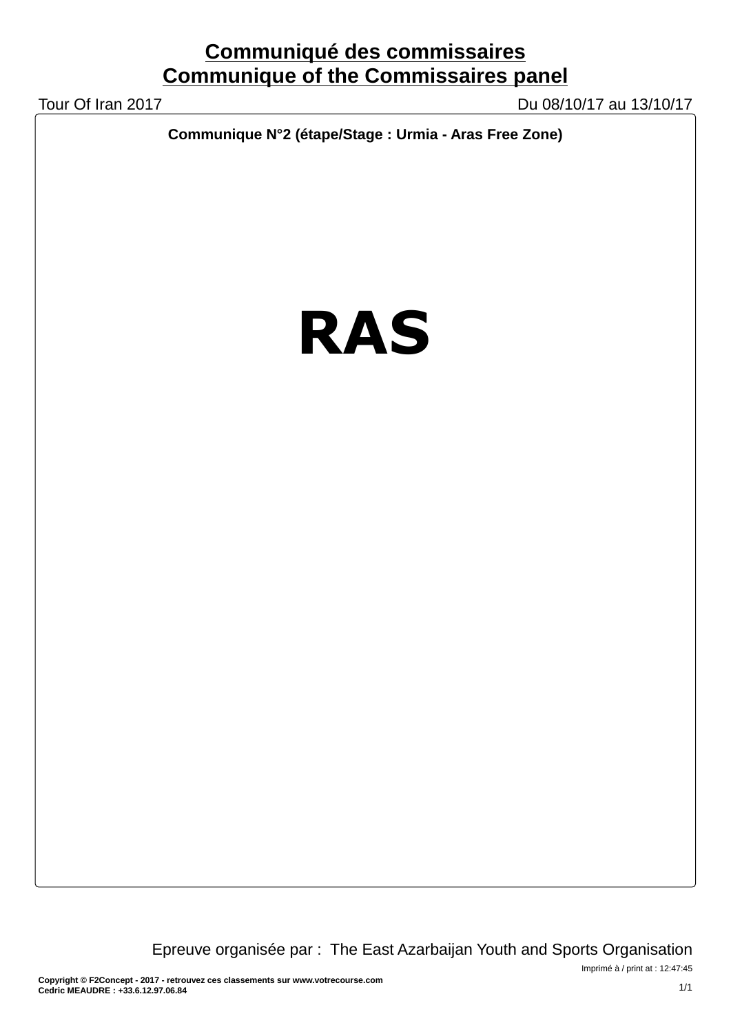# Communiqué des commissaires
# Communique of the Commissaires panel

Tour Of Iran 2017 — Du 08/10/17 au 13/10/17

**Communique N°2 (étape/Stage : Urmia - Aras Free Zone)**

# RAS

Epreuve organisée par : The East Azarbaijan Youth and Sports Organisation

Imprimé à / print at : 12:47:45

**Copyright © F2Concept - 2017 - retrouvez ces classements sur www.votrecourse.com**
**Cedric MEAUDRE : +33.6.12.97.06.84**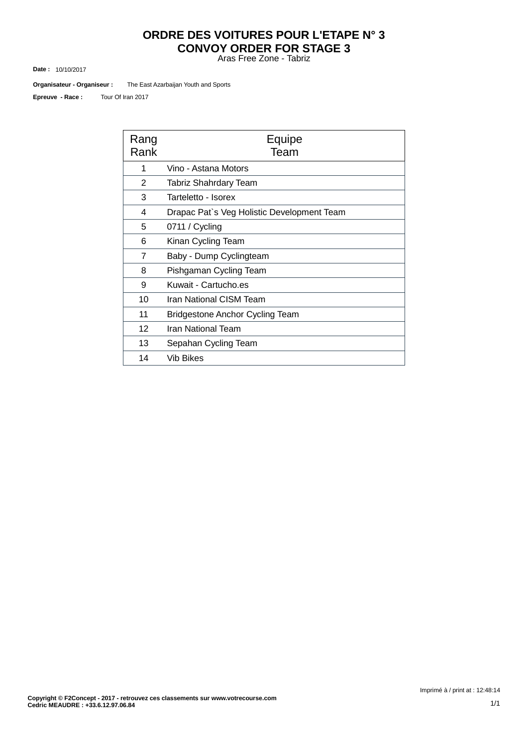# ORDRE DES VOITURES POUR L'ETAPE N° 3
# CONVOY ORDER FOR STAGE 3

Aras Free Zone - Tabriz

**Date :** 10/10/2017

**Organisateur - Organiseur :** The East Azarbaijan Youth and Sports

**Epreuve - Race :** Tour Of Iran 2017

| Rang Rank | Equipe Team |
|---|---|
| 1 | Vino - Astana Motors |
| 2 | Tabriz Shahrdary Team |
| 3 | Tarteletto - Isorex |
| 4 | Drapac Pat`s Veg Holistic Development Team |
| 5 | 0711 / Cycling |
| 6 | Kinan Cycling Team |
| 7 | Baby - Dump Cyclingteam |
| 8 | Pishgaman Cycling Team |
| 9 | Kuwait - Cartucho.es |
| 10 | Iran National CISM Team |
| 11 | Bridgestone Anchor Cycling Team |
| 12 | Iran National Team |
| 13 | Sepahan Cycling Team |
| 14 | Vib Bikes |

Imprimé à / print at : 12:48:14

**Copyright © F2Concept - 2017 - retrouvez ces classements sur www.votrecourse.com**
**Cedric MEAUDRE : +33.6.12.97.06.84**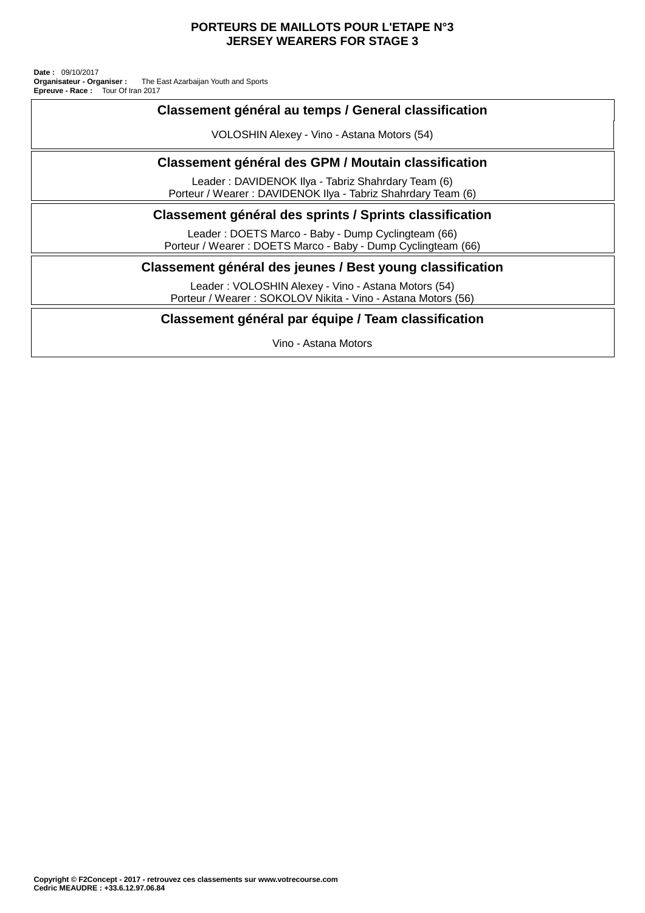# PORTEURS DE MAILLOTS POUR L'ETAPE N°3
# JERSEY WEARERS FOR STAGE 3

**Date :** 09/10/2017
**Organisateur - Organiser :** The East Azarbaijan Youth and Sports
**Epreuve - Race :** Tour Of Iran 2017

## Classement général au temps / General classification

VOLOSHIN Alexey - Vino - Astana Motors (54)

## Classement général des GPM / Moutain classification

Leader : DAVIDENOK Ilya - Tabriz Shahrdary Team (6)
Porteur / Wearer : DAVIDENOK Ilya - Tabriz Shahrdary Team (6)

## Classement général des sprints / Sprints classification

Leader : DOETS Marco - Baby - Dump Cyclingteam (66)
Porteur / Wearer : DOETS Marco - Baby - Dump Cyclingteam (66)

## Classement général des jeunes / Best young classification

Leader : VOLOSHIN Alexey - Vino - Astana Motors (54)
Porteur / Wearer : SOKOLOV Nikita - Vino - Astana Motors (56)

## Classement général par équipe / Team classification

Vino - Astana Motors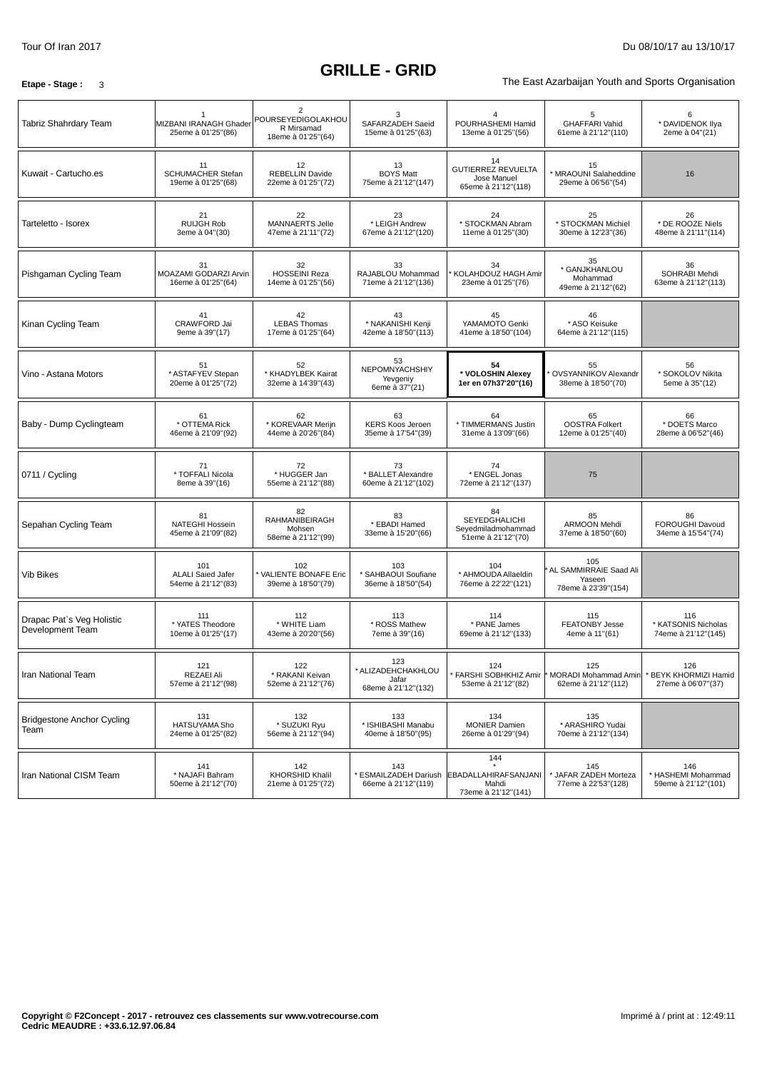Tour Of Iran 2017 Du 08/10/17 au 13/10/17

# GRILLE - GRID

**Etape - Stage :** 3

The East Azarbaijan Youth and Sports Organisation

| Team | | | | | | |
|---|---|---|---|---|---|---|
| Tabriz Shahrdary Team | 1 MIZBANI IRANAGH Ghader 25eme à 01'25''(86) | 2 POURSEYEDIGOLAKHOUR Mirsamad 18eme à 01'25''(64) | 3 SAFARZADEH Saeid 15eme à 01'25''(63) | 4 POURHASHEMI Hamid 13eme à 01'25''(56) | 5 GHAFFARI Vahid 61eme à 21'12''(110) | 6 * DAVIDENOK Ilya 2eme à 04''(21) |
| Kuwait - Cartucho.es | 11 SCHUMACHER Stefan 19eme à 01'25''(68) | 12 REBELLIN Davide 22eme à 01'25''(72) | 13 BOYS Matt 75eme à 21'12''(147) | 14 GUTIERREZ REVUELTA Jose Manuel 65eme à 21'12''(118) | 15 * MRAOUNI Salaheddine 29eme à 06'56''(54) | 16 |
| Tarteletto - Isorex | 21 RUIJGH Rob 3eme à 04''(30) | 22 MANNAERTS Jelle 47eme à 21'11''(72) | 23 * LEIGH Andrew 67eme à 21'12''(120) | 24 * STOCKMAN Abram 11eme à 01'25''(30) | 25 * STOCKMAN Michiel 30eme à 12'23''(36) | 26 * DE ROOZE Niels 48eme à 21'11''(114) |
| Pishgaman Cycling Team | 31 MOAZAMI GODARZI Arvin 16eme à 01'25''(64) | 32 HOSSEINI Reza 14eme à 01'25''(56) | 33 RAJABLOU Mohammad 71eme à 21'12''(136) | 34 * KOLAHDOUZ HAGH Amir 23eme à 01'25''(76) | 35 * GANJKHANLOU Mohammad 49eme à 21'12''(62) | 36 SOHRABI Mehdi 63eme à 21'12''(113) |
| Kinan Cycling Team | 41 CRAWFORD Jai 9eme à 39''(17) | 42 LEBAS Thomas 17eme à 01'25''(64) | 43 * NAKANISHI Kenji 42eme à 18'50''(113) | 45 YAMAMOTO Genki 41eme à 18'50''(104) | 46 * ASO Keisuke 64eme à 21'12''(115) | |
| Vino - Astana Motors | 51 * ASTAFYEV Stepan 20eme à 01'25''(72) | 52 * KHADYLBEK Kairat 32eme à 14'39''(43) | 53 NEPOMNYACHSHIY Yevgeniy 6eme à 37''(21) | **54 * VOLOSHIN Alexey 1er en 07h37'20''(16)** | 55 * OVSYANNIKOV Alexandr 38eme à 18'50''(70) | 56 * SOKOLOV Nikita 5eme à 35''(12) |
| Baby - Dump Cyclingteam | 61 * OTTEMA Rick 46eme à 21'09''(92) | 62 * KOREVAAR Merijn 44eme à 20'26''(84) | 63 KERS Koos Jeroen 35eme à 17'54''(39) | 64 * TIMMERMANS Justin 31eme à 13'09''(66) | 65 OOSTRA Folkert 12eme à 01'25''(40) | 66 * DOETS Marco 28eme à 06'52''(46) |
| 0711 / Cycling | 71 * TOFFALI Nicola 8eme à 39''(16) | 72 * HUGGER Jan 55eme à 21'12''(88) | 73 * BALLET Alexandre 60eme à 21'12''(102) | 74 * ENGEL Jonas 72eme à 21'12''(137) | 75 | |
| Sepahan Cycling Team | 81 NATEGHI Hossein 45eme à 21'09''(82) | 82 RAHMANIBEIRAGH Mohsen 58eme à 21'12''(99) | 83 * EBADI Hamed 33eme à 15'20''(66) | 84 SEYEDGHALICHI Seyedmiladmohammad 51eme à 21'12''(70) | 85 ARMOON Mehdi 37eme à 18'50''(60) | 86 FOROUGHI Davoud 34eme à 15'54''(74) |
| Vib Bikes | 101 ALALI Saied Jafer 54eme à 21'12''(83) | 102 * VALIENTE BONAFE Eric 39eme à 18'50''(79) | 103 * SAHBAOUI Soufiane 36eme à 18'50''(54) | 104 * AHMOUDA Allaeldin 76eme à 22'22''(121) | 105 * AL SAMMIRRAIE Saad Ali Yaseen 78eme à 23'39''(154) | |
| Drapac Pat`s Veg Holistic Development Team | 111 * YATES Theodore 10eme à 01'25''(17) | 112 * WHITE Liam 43eme à 20'20''(56) | 113 * ROSS Mathew 7eme à 39''(16) | 114 * PANE James 69eme à 21'12''(133) | 115 FEATONBY Jesse 4eme à 11''(61) | 116 * KATSONIS Nicholas 74eme à 21'12''(145) |
| Iran National Team | 121 REZAEI Ali 57eme à 21'12''(98) | 122 * RAKANI Keivan 52eme à 21'12''(76) | 123 * ALIZADEHCHAKHLOU Jafar 68eme à 21'12''(132) | 124 * FARSHI SOBHKHIZ Amir 53eme à 21'12''(82) | 125 * MORADI Mohammad Amin 62eme à 21'12''(112) | 126 * BEYK KHORMIZI Hamid 27eme à 06'07''(37) |
| Bridgestone Anchor Cycling Team | 131 HATSUYAMA Sho 24eme à 01'25''(82) | 132 * SUZUKI Ryu 56eme à 21'12''(94) | 133 * ISHIBASHI Manabu 40eme à 18'50''(95) | 134 MONIER Damien 26eme à 01'29''(94) | 135 * ARASHIRO Yudai 70eme à 21'12''(134) | |
| Iran National CISM Team | 141 * NAJAFI Bahram 50eme à 21'12''(70) | 142 KHORSHID Khalil 21eme à 01'25''(72) | 143 * ESMAILZADEH Dariush 66eme à 21'12''(119) | 144 * EBADALLAHIRAFSANJANI Mahdi 73eme à 21'12''(141) | 145 * JAFAR ZADEH Morteza 77eme à 22'53''(128) | 146 * HASHEMI Mohammad 59eme à 21'12''(101) |

**Copyright © F2Concept - 2017 - retrouvez ces classements sur www.votrecourse.com**
**Cedric MEAUDRE : +33.6.12.97.06.84**

Imprimé à / print at : 12:49:11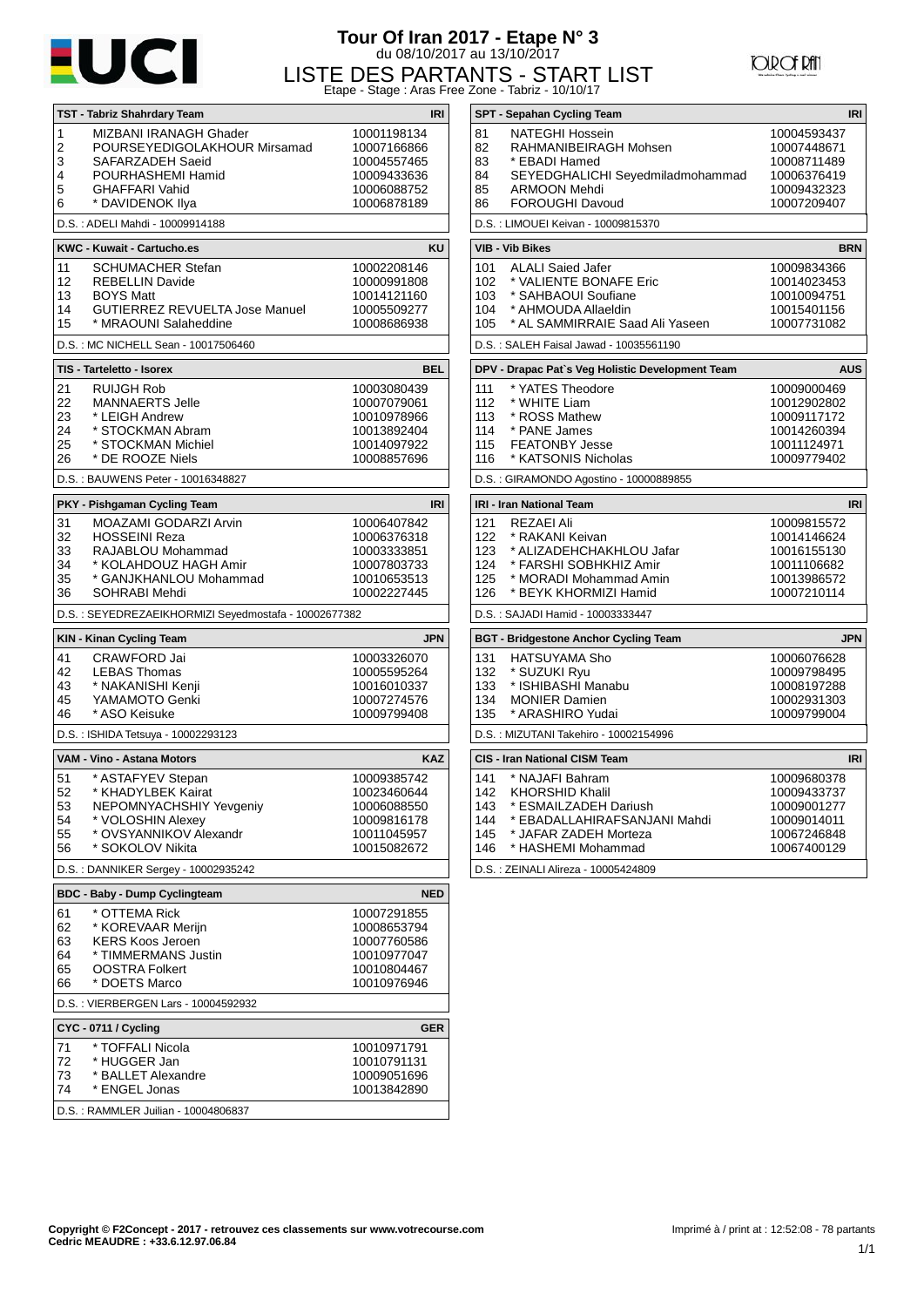# Tour Of Iran 2017 - Etape N° 3

du 08/10/2017 au 13/10/2017

## LISTE DES PARTANTS - START LIST

Etape - Stage : Aras Free Zone - Tabriz - 10/10/17

| TST - Tabriz Shahrdary Team | | IRI |
|---|---|---|
| 1 | MIZBANI IRANAGH Ghader | 10001198134 |
| 2 | POURSEYEDIGOLAKHOUR Mirsamad | 10007166866 |
| 3 | SAFARZADEH Saeid | 10004557465 |
| 4 | POURHASHEMI Hamid | 10009433636 |
| 5 | GHAFFARI Vahid | 10006088752 |
| 6 | * DAVIDENOK Ilya | 10006878189 |

D.S. : ADELI Mahdi - 10009914188

| KWC - Kuwait - Cartucho.es | | KU |
|---|---|---|
| 11 | SCHUMACHER Stefan | 10002208146 |
| 12 | REBELLIN Davide | 10000991808 |
| 13 | BOYS Matt | 10014121160 |
| 14 | GUTIERREZ REVUELTA Jose Manuel | 10005509277 |
| 15 | * MRAOUNI Salaheddine | 10008686938 |

D.S. : MC NICHELL Sean - 10017506460

| TIS - Tarteletto - Isorex | | BEL |
|---|---|---|
| 21 | RUIJGH Rob | 10003080439 |
| 22 | MANNAERTS Jelle | 10007079061 |
| 23 | * LEIGH Andrew | 10010978966 |
| 24 | * STOCKMAN Abram | 10013892404 |
| 25 | * STOCKMAN Michiel | 10014097922 |
| 26 | * DE ROOZE Niels | 10008857696 |

D.S. : BAUWENS Peter - 10016348827

| PKY - Pishgaman Cycling Team | | IRI |
|---|---|---|
| 31 | MOAZAMI GODARZI Arvin | 10006407842 |
| 32 | HOSSEINI Reza | 10006376318 |
| 33 | RAJABLOU Mohammad | 10003333851 |
| 34 | * KOLAHDOUZ HAGH Amir | 10007803733 |
| 35 | * GANJKHANLOU Mohammad | 10010653513 |
| 36 | SOHRABI Mehdi | 10002227445 |

D.S. : SEYEDREZAEIKHORMIZI Seyedmostafa - 10002677382

| KIN - Kinan Cycling Team | | JPN |
|---|---|---|
| 41 | CRAWFORD Jai | 10003326070 |
| 42 | LEBAS Thomas | 10005595264 |
| 43 | * NAKANISHI Kenji | 10016010337 |
| 45 | YAMAMOTO Genki | 10007274576 |
| 46 | * ASO Keisuke | 10009799408 |

D.S. : ISHIDA Tetsuya - 10002293123

| VAM - Vino - Astana Motors | | KAZ |
|---|---|---|
| 51 | * ASTAFYEV Stepan | 10009385742 |
| 52 | * KHADYLBEK Kairat | 10023460644 |
| 53 | NEPOMNYACHSHIY Yevgeniy | 10006088550 |
| 54 | * VOLOSHIN Alexey | 10009816178 |
| 55 | * OVSYANNIKOV Alexandr | 10011045957 |
| 56 | * SOKOLOV Nikita | 10015082672 |

D.S. : DANNIKER Sergey - 10002935242

| BDC - Baby - Dump Cyclingteam | | NED |
|---|---|---|
| 61 | * OTTEMA Rick | 10007291855 |
| 62 | * KOREVAAR Merijn | 10008653794 |
| 63 | KERS Koos Jeroen | 10007760586 |
| 64 | * TIMMERMANS Justin | 10010977047 |
| 65 | OOSTRA Folkert | 10010804467 |
| 66 | * DOETS Marco | 10010976946 |

D.S. : VIERBERGEN Lars - 10004592932

| CYC - 0711 / Cycling | | GER |
|---|---|---|
| 71 | * TOFFALI Nicola | 10010971791 |
| 72 | * HUGGER Jan | 10010791131 |
| 73 | * BALLET Alexandre | 10009051696 |
| 74 | * ENGEL Jonas | 10013842890 |

D.S. : RAMMLER Juilian - 10004806837

| SPT - Sepahan Cycling Team | | IRI |
|---|---|---|
| 81 | NATEGHI Hossein | 10004593437 |
| 82 | RAHMANIBEIRAGH Mohsen | 10007448671 |
| 83 | * EBADI Hamed | 10008711489 |
| 84 | SEYEDGHALICHI Seyedmiladmohammad | 10006376419 |
| 85 | ARMOON Mehdi | 10009432323 |
| 86 | FOROUGHI Davoud | 10007209407 |

D.S. : LIMOUEI Keivan - 10009815370

| VIB - Vib Bikes | | BRN |
|---|---|---|
| 101 | ALALI Saied Jafer | 10009834366 |
| 102 | * VALIENTE BONAFE Eric | 10014023453 |
| 103 | * SAHBAOUI Soufiane | 10010094751 |
| 104 | * AHMOUDA Allaeldin | 10015401156 |
| 105 | * AL SAMMIRRAIE Saad Ali Yaseen | 10007731082 |

D.S. : SALEH Faisal Jawad - 10035561190

| DPV - Drapac Pat`s Veg Holistic Development Team | | AUS |
|---|---|---|
| 111 | * YATES Theodore | 10009000469 |
| 112 | * WHITE Liam | 10012902802 |
| 113 | * ROSS Mathew | 10009117172 |
| 114 | * PANE James | 10014260394 |
| 115 | FEATONBY Jesse | 10011124971 |
| 116 | * KATSONIS Nicholas | 10009779402 |

D.S. : GIRAMONDO Agostino - 10000889855

| IRI - Iran National Team | | IRI |
|---|---|---|
| 121 | REZAEI Ali | 10009815572 |
| 122 | * RAKANI Keivan | 10014146624 |
| 123 | * ALIZADEHCHAKHLOU Jafar | 10016155130 |
| 124 | * FARSHI SOBHKHIZ Amir | 10011106682 |
| 125 | * MORADI Mohammad Amin | 10013986572 |
| 126 | * BEYK KHORMIZI Hamid | 10007210114 |

D.S. : SAJADI Hamid - 10003333447

| BGT - Bridgestone Anchor Cycling Team | | JPN |
|---|---|---|
| 131 | HATSUYAMA Sho | 10006076628 |
| 132 | * SUZUKI Ryu | 10009798495 |
| 133 | * ISHIBASHI Manabu | 10008197288 |
| 134 | MONIER Damien | 10002931303 |
| 135 | * ARASHIRO Yudai | 10009799004 |

D.S. : MIZUTANI Takehiro - 10002154996

| CIS - Iran National CISM Team | | IRI |
|---|---|---|
| 141 | * NAJAFI Bahram | 10009680378 |
| 142 | KHORSHID Khalil | 10009433737 |
| 143 | * ESMAILZADEH Dariush | 10009001277 |
| 144 | * EBADALLAHIRAFSANJANI Mahdi | 10009014011 |
| 145 | * JAFAR ZADEH Morteza | 10067246848 |
| 146 | * HASHEMI Mohammad | 10067400129 |

D.S. : ZEINALI Alireza - 10005424809

**Copyright © F2Concept - 2017 - retrouvez ces classements sur www.votrecourse.com**
**Cedric MEAUDRE : +33.6.12.97.06.84**

Imprimé à / print at : 12:52:08 - 78 partants